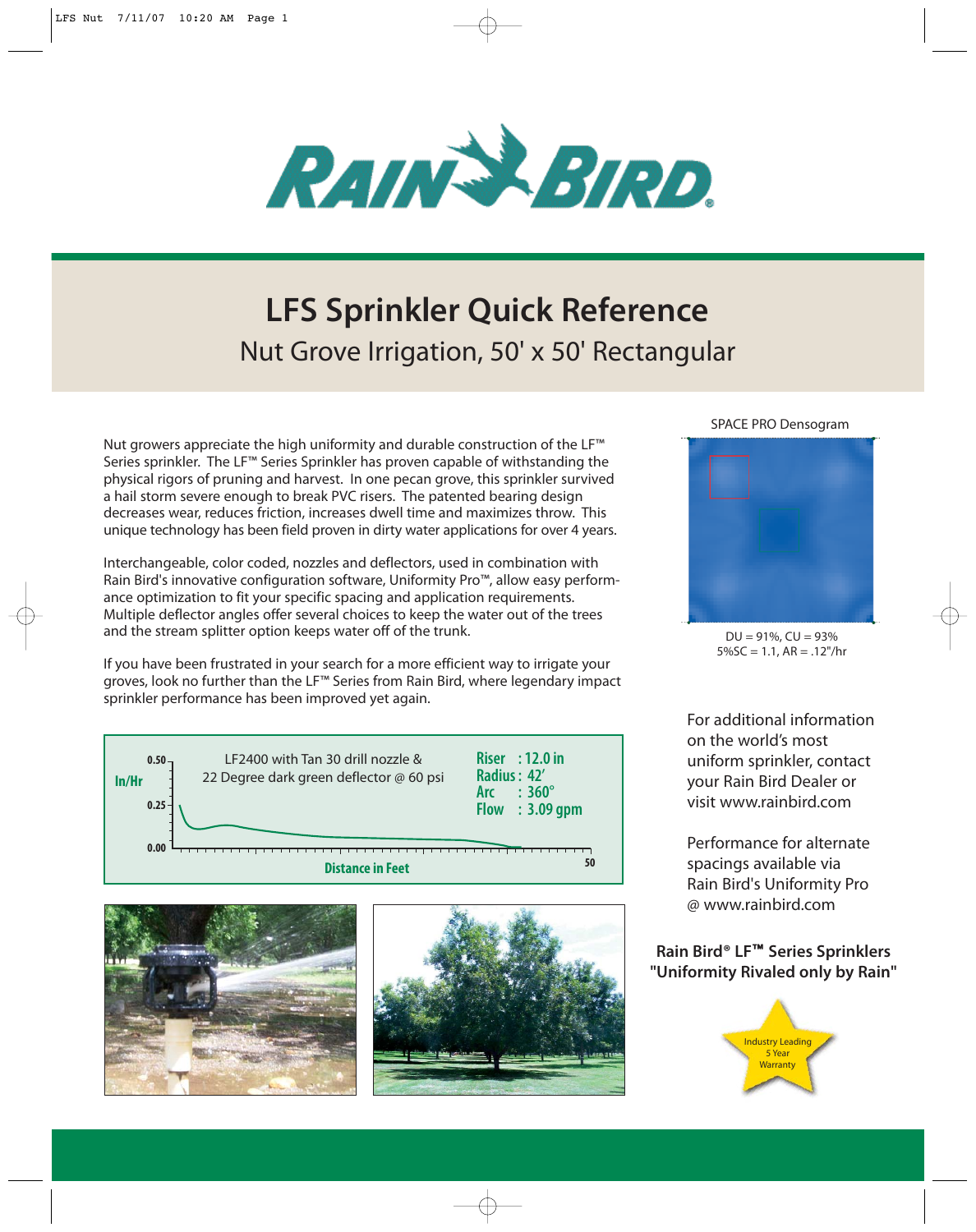RAIN BIRD

# LFS Sprinkler Quick Reference

## Nut Grove Irrigation, 50' x 50' Rectangular

Nut growers appreciate the high uniformity and durable construction of the LF™ Series sprinkler. The LF™ Series Sprinkler has proven capable of withstanding the physical rigors of pruning and harvest. In one pecan grove, this sprinkler survived a hail storm severe enough to break PVC risers. The patented bearing design decreases wear, reduces friction, increases dwell time and maximizes throw. This unique technology has been field proven in dirty water applications for over 4 years.

Interchangeable, color coded, nozzles and deflectors, used in combination with Rain Bird's innovative configuration software, Uniformity Pro™, allow easy performance optimization to fit your specific spacing and application requirements. Multiple deflector angles offer several choices to keep the water out of the trees and the stream splitter option keeps water off of the trunk.

If you have been frustrated in your search for a more efficient way to irrigate your groves, look no further than the LF™ Series from Rain Bird, where legendary impact sprinkler performance has been improved yet again.

SPACE PRO Densogram

DU = 91%, CU = 93%
5%SC = 1.1, AR = .12"/hr

LF2400 with Tan 30 drill nozzle & 22 Degree dark green deflector @ 60 psi

- Riser : 12.0 in
- Radius : 42'
- Arc : 360°
- Flow : 3.09 gpm

In/Hr: 0.50, 0.25, 0.00

Distance in Feet: 50

For additional information on the world's most uniform sprinkler, contact your Rain Bird Dealer or visit www.rainbird.com

Performance for alternate spacings available via Rain Bird's Uniformity Pro @ www.rainbird.com

**Rain Bird® LF™ Series Sprinklers "Uniformity Rivaled only by Rain"**

Industry Leading 5 Year Warranty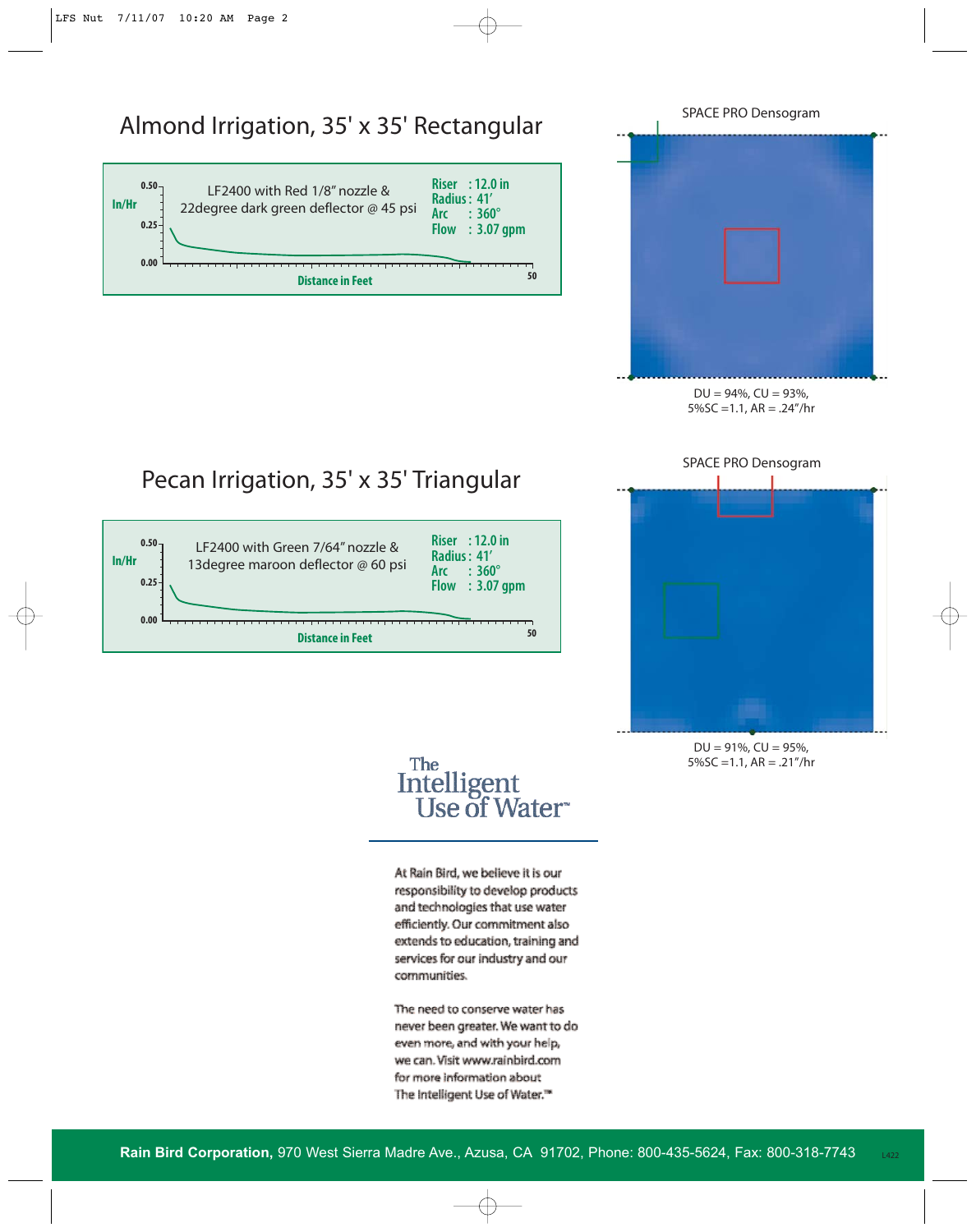## Almond Irrigation, 35' x 35' Rectangular

LF2400 with Red 1/8" nozzle & 22degree dark green deflector @ 45 psi

Riser : 12.0 in
Radius : 41'
Arc : 360°
Flow : 3.07 gpm

In/Hr
0.50
0.25
0.00
50
Distance in Feet

SPACE PRO Densogram

DU = 94%, CU = 93%,
5%SC =1.1, AR = .24"/hr

## Pecan Irrigation, 35' x 35' Triangular

LF2400 with Green 7/64" nozzle & 13degree maroon deflector @ 60 psi

Riser : 12.0 in
Radius : 41'
Arc : 360°
Flow : 3.07 gpm

In/Hr
0.50
0.25
0.00
50
Distance in Feet

SPACE PRO Densogram

DU = 91%, CU = 95%,
5%SC =1.1, AR = .21"/hr

## The Intelligent Use of Water™

At Rain Bird, we believe it is our responsibility to develop products and technologies that use water efficiently. Our commitment also extends to education, training and services for our industry and our communities.

The need to conserve water has never been greater. We want to do even more, and with your help, we can. Visit www.rainbird.com for more information about The Intelligent Use of Water.™

**Rain Bird Corporation,** 970 West Sierra Madre Ave., Azusa, CA 91702, Phone: 800-435-5624, Fax: 800-318-7743

L422